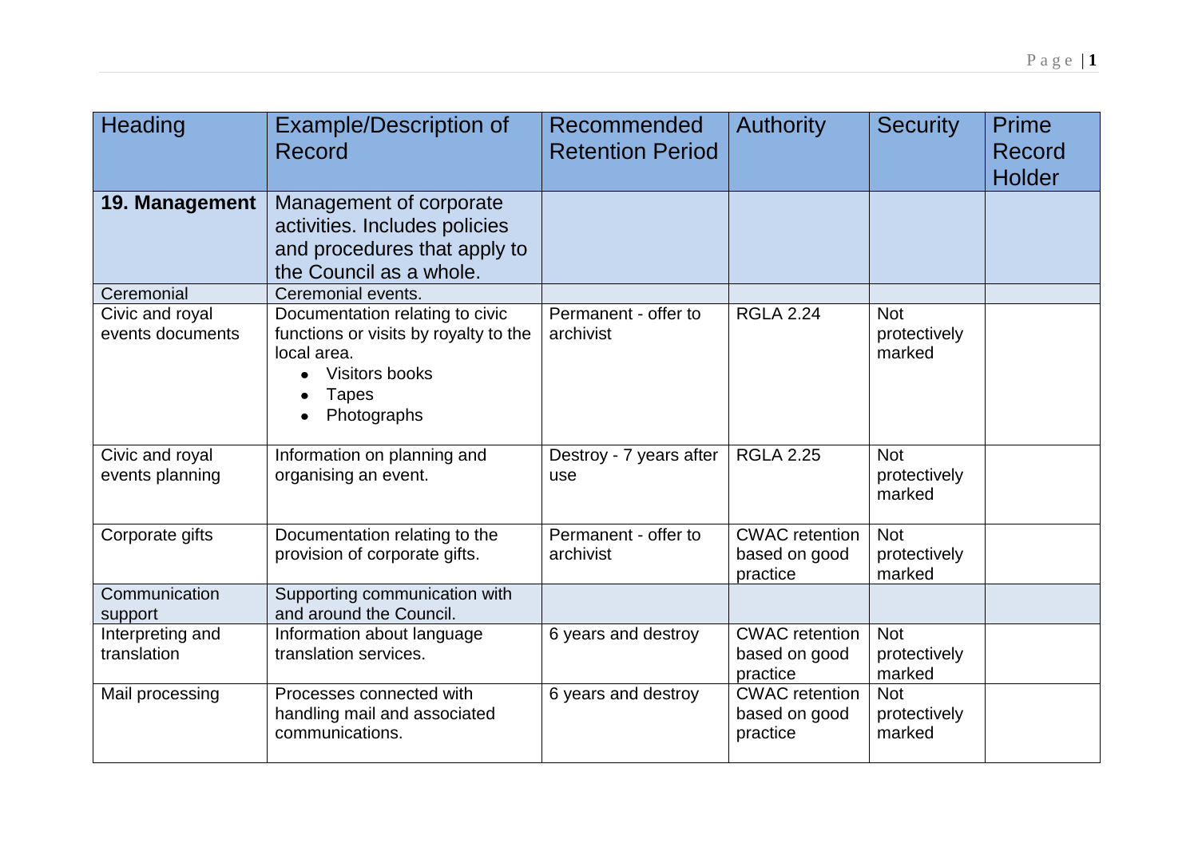| Heading | Example/Description of Record | Recommended Retention Period | Authority | Security | Prime Record Holder |
|---|---|---|---|---|---|
| **19. Management** | Management of corporate activities. Includes policies and procedures that apply to the Council as a whole. | | | | |
| Ceremonial | Ceremonial events. | | | | |
| Civic and royal events documents | Documentation relating to civic functions or visits by royalty to the local area.<br>• Visitors books<br>• Tapes<br>• Photographs | Permanent - offer to archivist | RGLA 2.24 | Not protectively marked | |
| Civic and royal events planning | Information on planning and organising an event. | Destroy - 7 years after use | RGLA 2.25 | Not protectively marked | |
| Corporate gifts | Documentation relating to the provision of corporate gifts. | Permanent - offer to archivist | CWAC retention based on good practice | Not protectively marked | |
| Communication support | Supporting communication with and around the Council. | | | | |
| Interpreting and translation | Information about language translation services. | 6 years and destroy | CWAC retention based on good practice | Not protectively marked | |
| Mail processing | Processes connected with handling mail and associated communications. | 6 years and destroy | CWAC retention based on good practice | Not protectively marked | |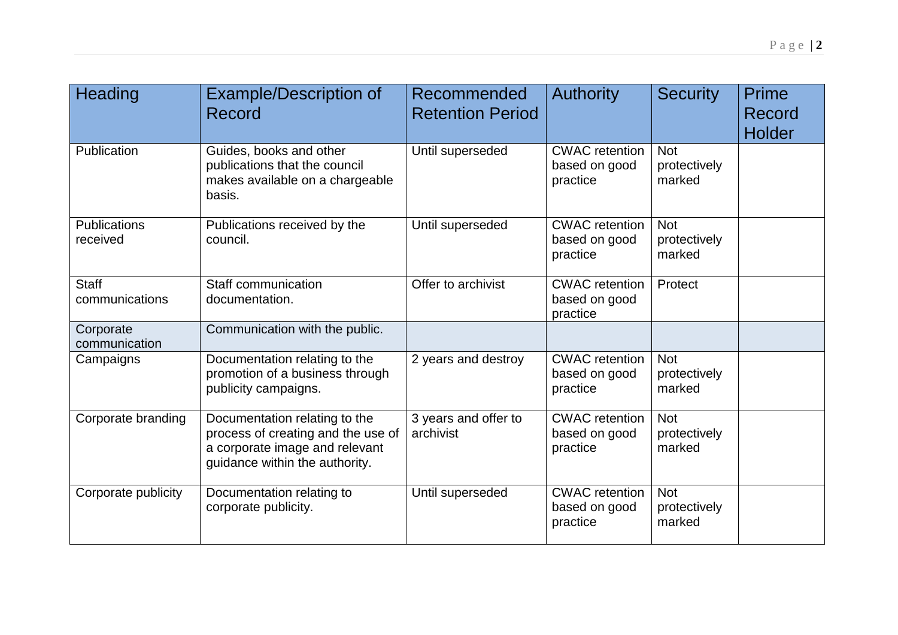| Heading | Example/Description of Record | Recommended Retention Period | Authority | Security | Prime Record Holder |
| --- | --- | --- | --- | --- | --- |
| Publication | Guides, books and other publications that the council makes available on a chargeable basis. | Until superseded | CWAC retention based on good practice | Not protectively marked | |
| Publications received | Publications received by the council. | Until superseded | CWAC retention based on good practice | Not protectively marked | |
| Staff communications | Staff communication documentation. | Offer to archivist | CWAC retention based on good practice | Protect | |
| Corporate communication | Communication with the public. | | | | |
| Campaigns | Documentation relating to the promotion of a business through publicity campaigns. | 2 years and destroy | CWAC retention based on good practice | Not protectively marked | |
| Corporate branding | Documentation relating to the process of creating and the use of a corporate image and relevant guidance within the authority. | 3 years and offer to archivist | CWAC retention based on good practice | Not protectively marked | |
| Corporate publicity | Documentation relating to corporate publicity. | Until superseded | CWAC retention based on good practice | Not protectively marked | |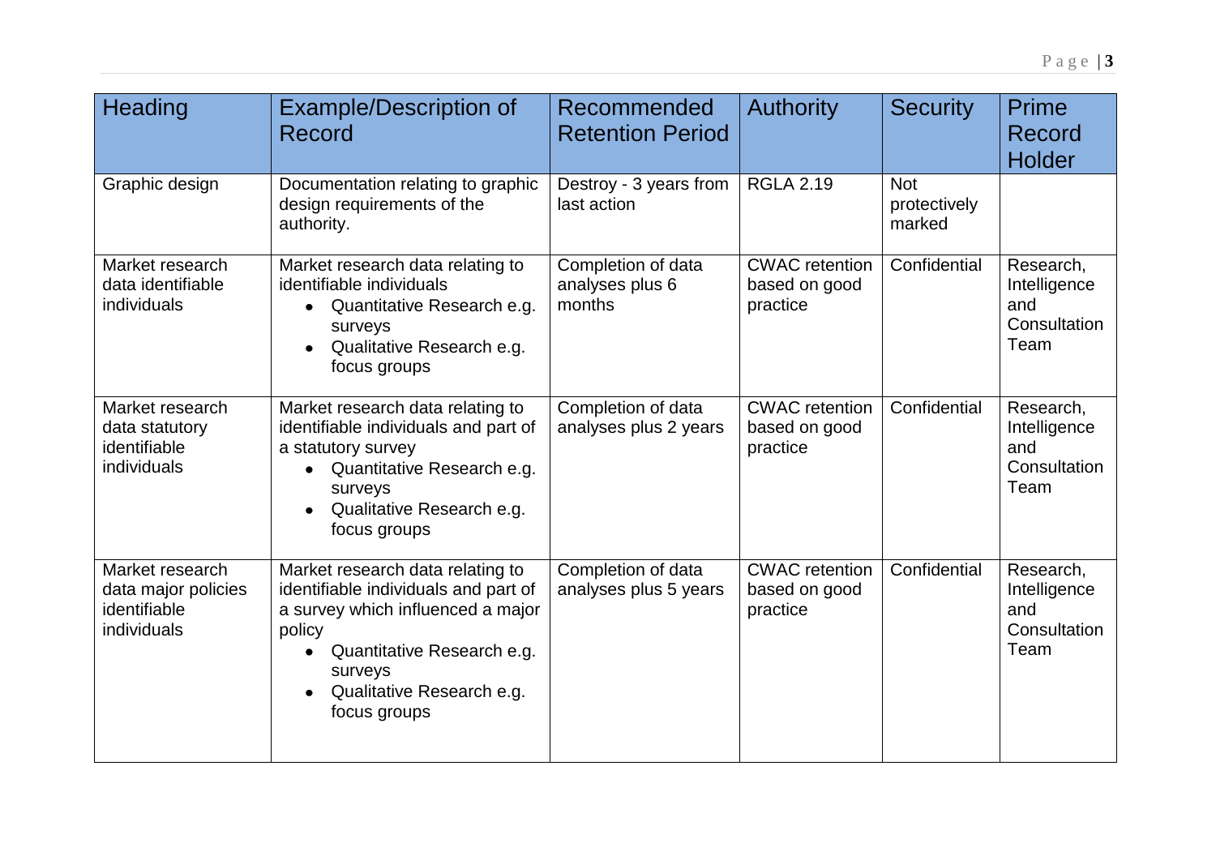| Heading | Example/Description of Record | Recommended Retention Period | Authority | Security | Prime Record Holder |
|---|---|---|---|---|---|
| Graphic design | Documentation relating to graphic design requirements of the authority. | Destroy - 3 years from last action | RGLA 2.19 | Not protectively marked | |
| Market research data identifiable individuals | Market research data relating to identifiable individuals<br>• Quantitative Research e.g. surveys<br>• Qualitative Research e.g. focus groups | Completion of data analyses plus 6 months | CWAC retention based on good practice | Confidential | Research, Intelligence and Consultation Team |
| Market research data statutory identifiable individuals | Market research data relating to identifiable individuals and part of a statutory survey<br>• Quantitative Research e.g. surveys<br>• Qualitative Research e.g. focus groups | Completion of data analyses plus 2 years | CWAC retention based on good practice | Confidential | Research, Intelligence and Consultation Team |
| Market research data major policies identifiable individuals | Market research data relating to identifiable individuals and part of a survey which influenced a major policy<br>• Quantitative Research e.g. surveys<br>• Qualitative Research e.g. focus groups | Completion of data analyses plus 5 years | CWAC retention based on good practice | Confidential | Research, Intelligence and Consultation Team |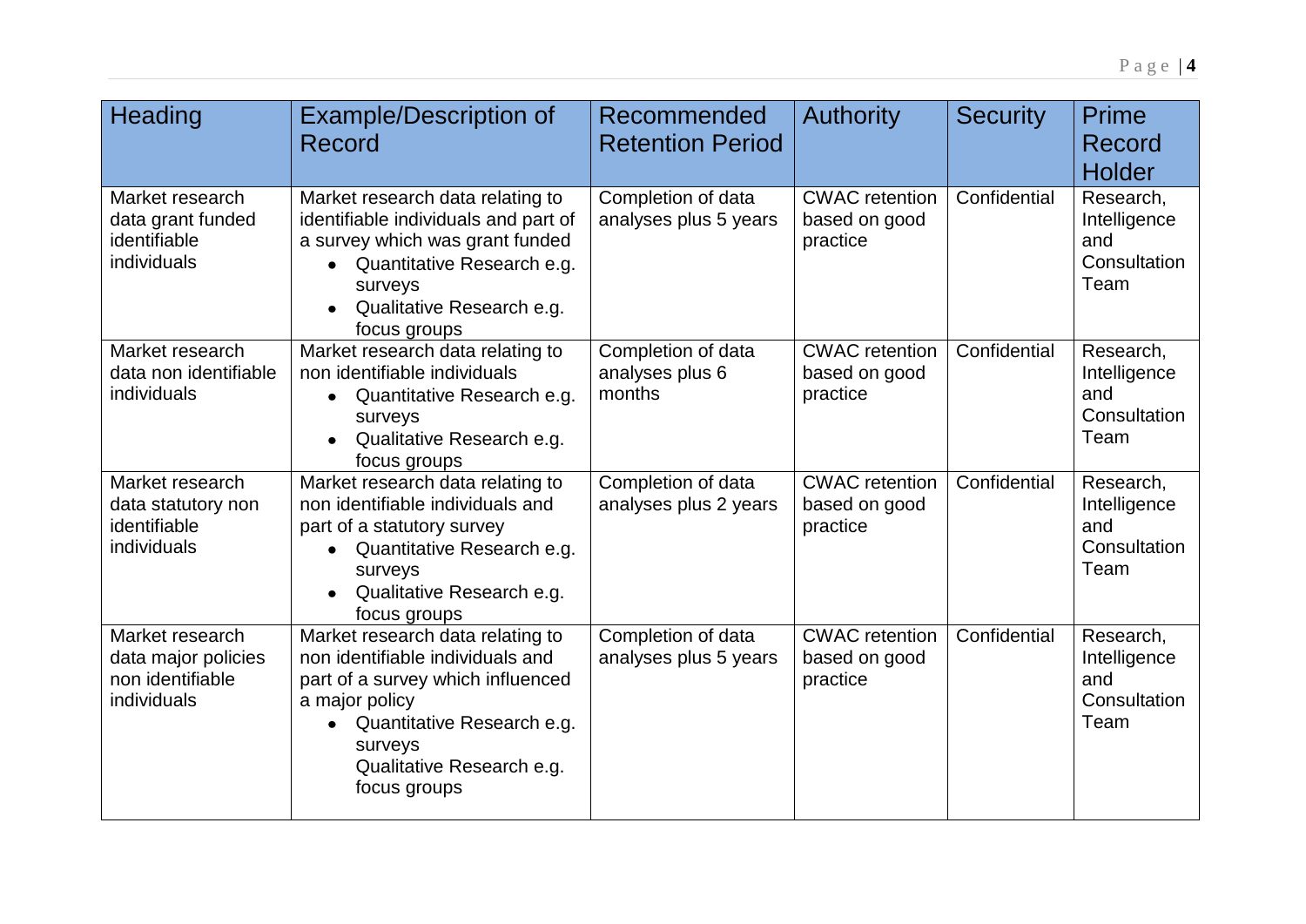| Heading | Example/Description of Record | Recommended Retention Period | Authority | Security | Prime Record Holder |
|---|---|---|---|---|---|
| Market research data grant funded identifiable individuals | Market research data relating to identifiable individuals and part of a survey which was grant funded<br>• Quantitative Research e.g. surveys<br>• Qualitative Research e.g. focus groups | Completion of data analyses plus 5 years | CWAC retention based on good practice | Confidential | Research, Intelligence and Consultation Team |
| Market research data non identifiable individuals | Market research data relating to non identifiable individuals<br>• Quantitative Research e.g. surveys<br>• Qualitative Research e.g. focus groups | Completion of data analyses plus 6 months | CWAC retention based on good practice | Confidential | Research, Intelligence and Consultation Team |
| Market research data statutory non identifiable individuals | Market research data relating to non identifiable individuals and part of a statutory survey<br>• Quantitative Research e.g. surveys<br>• Qualitative Research e.g. focus groups | Completion of data analyses plus 2 years | CWAC retention based on good practice | Confidential | Research, Intelligence and Consultation Team |
| Market research data major policies non identifiable individuals | Market research data relating to non identifiable individuals and part of a survey which influenced a major policy<br>• Quantitative Research e.g. surveys<br>Qualitative Research e.g. focus groups | Completion of data analyses plus 5 years | CWAC retention based on good practice | Confidential | Research, Intelligence and Consultation Team |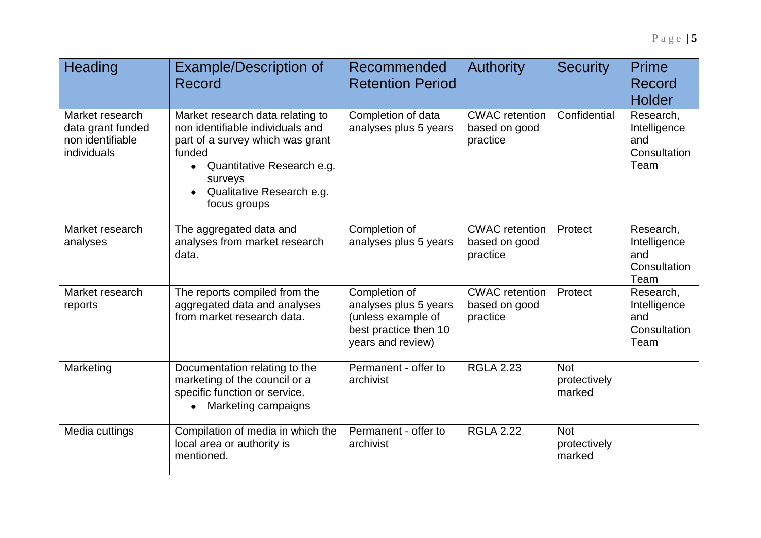| Heading | Example/Description of Record | Recommended Retention Period | Authority | Security | Prime Record Holder |
|---|---|---|---|---|---|
| Market research data grant funded non identifiable individuals | Market research data relating to non identifiable individuals and part of a survey which was grant funded<br>• Quantitative Research e.g. surveys<br>• Qualitative Research e.g. focus groups | Completion of data analyses plus 5 years | CWAC retention based on good practice | Confidential | Research, Intelligence and Consultation Team |
| Market research analyses | The aggregated data and analyses from market research data. | Completion of analyses plus 5 years | CWAC retention based on good practice | Protect | Research, Intelligence and Consultation Team |
| Market research reports | The reports compiled from the aggregated data and analyses from market research data. | Completion of analyses plus 5 years (unless example of best practice then 10 years and review) | CWAC retention based on good practice | Protect | Research, Intelligence and Consultation Team |
| Marketing | Documentation relating to the marketing of the council or a specific function or service.<br>• Marketing campaigns | Permanent - offer to archivist | RGLA 2.23 | Not protectively marked | |
| Media cuttings | Compilation of media in which the local area or authority is mentioned. | Permanent - offer to archivist | RGLA 2.22 | Not protectively marked | |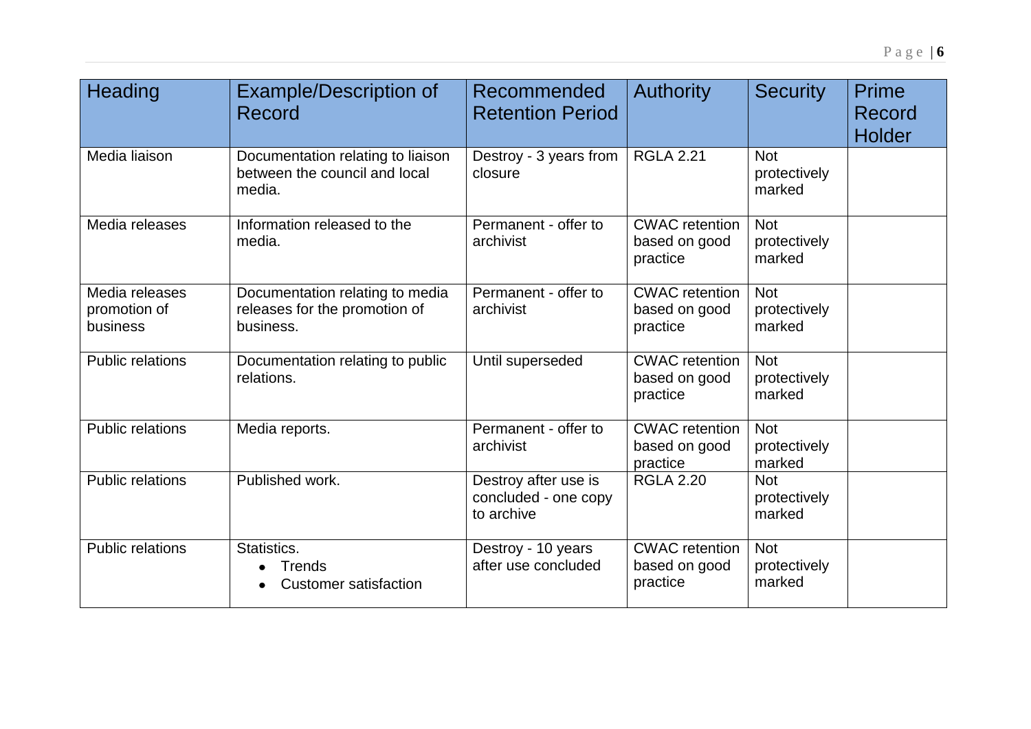| Heading | Example/Description of Record | Recommended Retention Period | Authority | Security | Prime Record Holder |
|---|---|---|---|---|---|
| Media liaison | Documentation relating to liaison between the council and local media. | Destroy - 3 years from closure | RGLA 2.21 | Not protectively marked | |
| Media releases | Information released to the media. | Permanent - offer to archivist | CWAC retention based on good practice | Not protectively marked | |
| Media releases promotion of business | Documentation relating to media releases for the promotion of business. | Permanent - offer to archivist | CWAC retention based on good practice | Not protectively marked | |
| Public relations | Documentation relating to public relations. | Until superseded | CWAC retention based on good practice | Not protectively marked | |
| Public relations | Media reports. | Permanent - offer to archivist | CWAC retention based on good practice | Not protectively marked | |
| Public relations | Published work. | Destroy after use is concluded - one copy to archive | RGLA 2.20 | Not protectively marked | |
| Public relations | Statistics.<br>• Trends<br>• Customer satisfaction | Destroy - 10 years after use concluded | CWAC retention based on good practice | Not protectively marked | |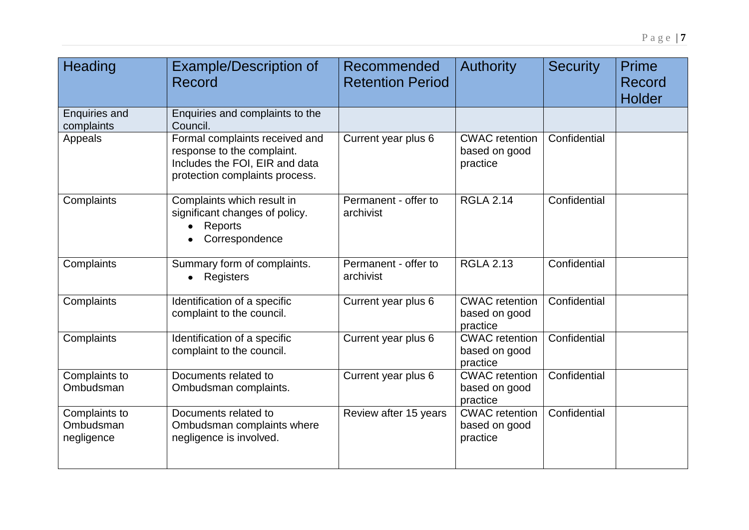| Heading | Example/Description of Record | Recommended Retention Period | Authority | Security | Prime Record Holder |
|---|---|---|---|---|---|
| Enquiries and complaints | Enquiries and complaints to the Council. | | | | |
| Appeals | Formal complaints received and response to the complaint. Includes the FOI, EIR and data protection complaints process. | Current year plus 6 | CWAC retention based on good practice | Confidential | |
| Complaints | Complaints which result in significant changes of policy.<br>• Reports<br>• Correspondence | Permanent - offer to archivist | RGLA 2.14 | Confidential | |
| Complaints | Summary form of complaints.<br>• Registers | Permanent - offer to archivist | RGLA 2.13 | Confidential | |
| Complaints | Identification of a specific complaint to the council. | Current year plus 6 | CWAC retention based on good practice | Confidential | |
| Complaints | Identification of a specific complaint to the council. | Current year plus 6 | CWAC retention based on good practice | Confidential | |
| Complaints to Ombudsman | Documents related to Ombudsman complaints. | Current year plus 6 | CWAC retention based on good practice | Confidential | |
| Complaints to Ombudsman negligence | Documents related to Ombudsman complaints where negligence is involved. | Review after 15 years | CWAC retention based on good practice | Confidential | |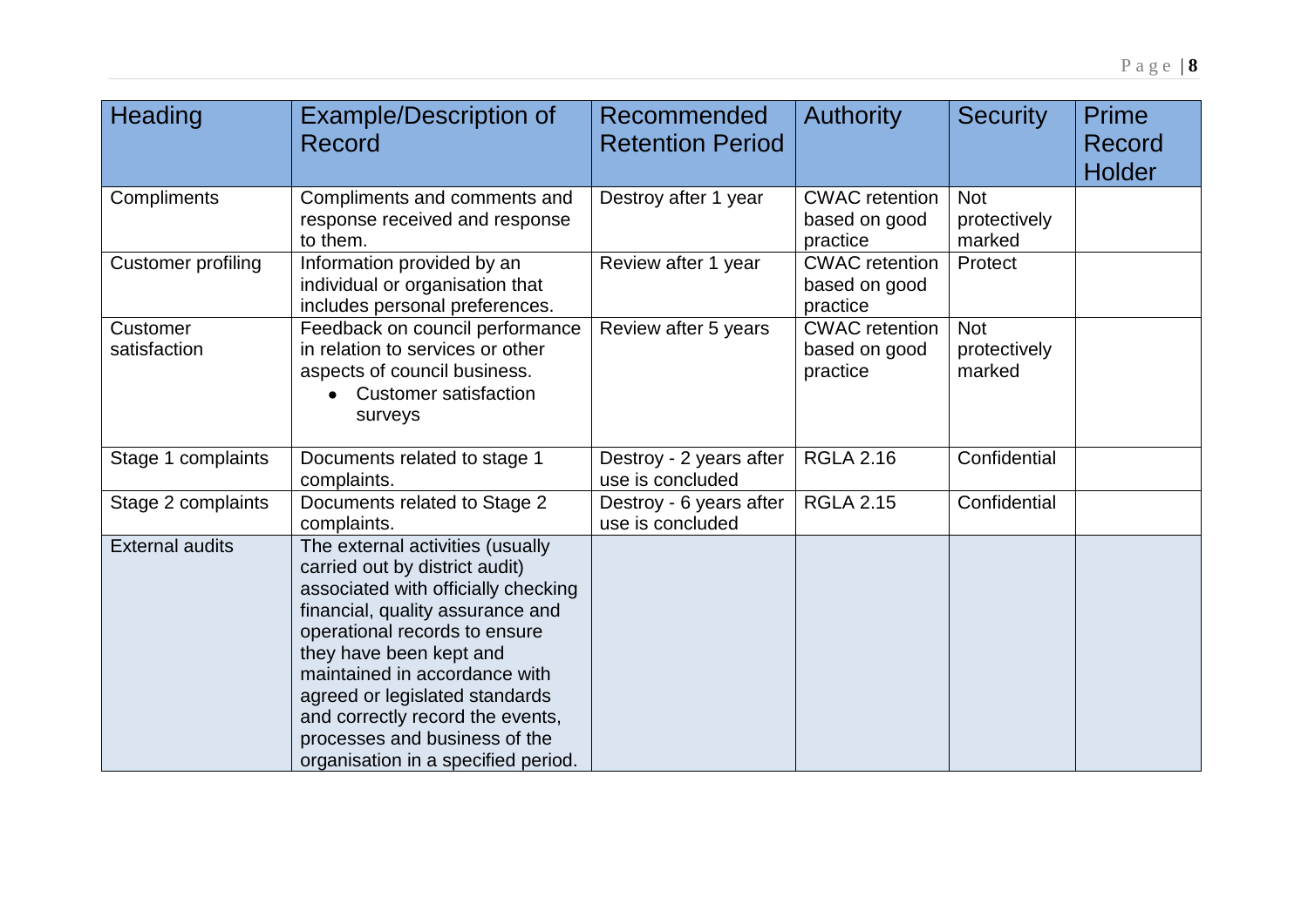| Heading | Example/Description of Record | Recommended Retention Period | Authority | Security | Prime Record Holder |
|---|---|---|---|---|---|
| Compliments | Compliments and comments and response received and response to them. | Destroy after 1 year | CWAC retention based on good practice | Not protectively marked | |
| Customer profiling | Information provided by an individual or organisation that includes personal preferences. | Review after 1 year | CWAC retention based on good practice | Protect | |
| Customer satisfaction | Feedback on council performance in relation to services or other aspects of council business.<br>• Customer satisfaction surveys | Review after 5 years | CWAC retention based on good practice | Not protectively marked | |
| Stage 1 complaints | Documents related to stage 1 complaints. | Destroy - 2 years after use is concluded | RGLA 2.16 | Confidential | |
| Stage 2 complaints | Documents related to Stage 2 complaints. | Destroy - 6 years after use is concluded | RGLA 2.15 | Confidential | |
| External audits | The external activities (usually carried out by district audit) associated with officially checking financial, quality assurance and operational records to ensure they have been kept and maintained in accordance with agreed or legislated standards and correctly record the events, processes and business of the organisation in a specified period. | | | | |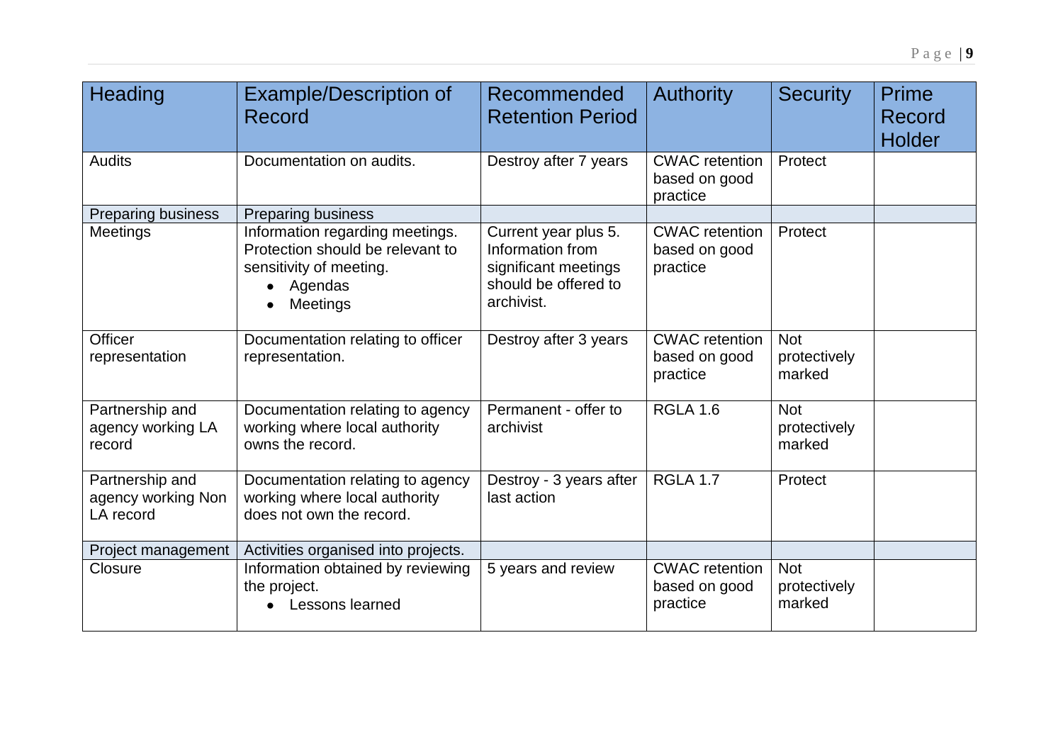| Heading | Example/Description of Record | Recommended Retention Period | Authority | Security | Prime Record Holder |
|---|---|---|---|---|---|
| Audits | Documentation on audits. | Destroy after 7 years | CWAC retention based on good practice | Protect | |
| Preparing business | Preparing business | | | | |
| Meetings | Information regarding meetings. Protection should be relevant to sensitivity of meeting.<br>• Agendas<br>• Meetings | Current year plus 5. Information from significant meetings should be offered to archivist. | CWAC retention based on good practice | Protect | |
| Officer representation | Documentation relating to officer representation. | Destroy after 3 years | CWAC retention based on good practice | Not protectively marked | |
| Partnership and agency working LA record | Documentation relating to agency working where local authority owns the record. | Permanent - offer to archivist | RGLA 1.6 | Not protectively marked | |
| Partnership and agency working Non LA record | Documentation relating to agency working where local authority does not own the record. | Destroy - 3 years after last action | RGLA 1.7 | Protect | |
| Project management | Activities organised into projects. | | | | |
| Closure | Information obtained by reviewing the project.<br>• Lessons learned | 5 years and review | CWAC retention based on good practice | Not protectively marked | |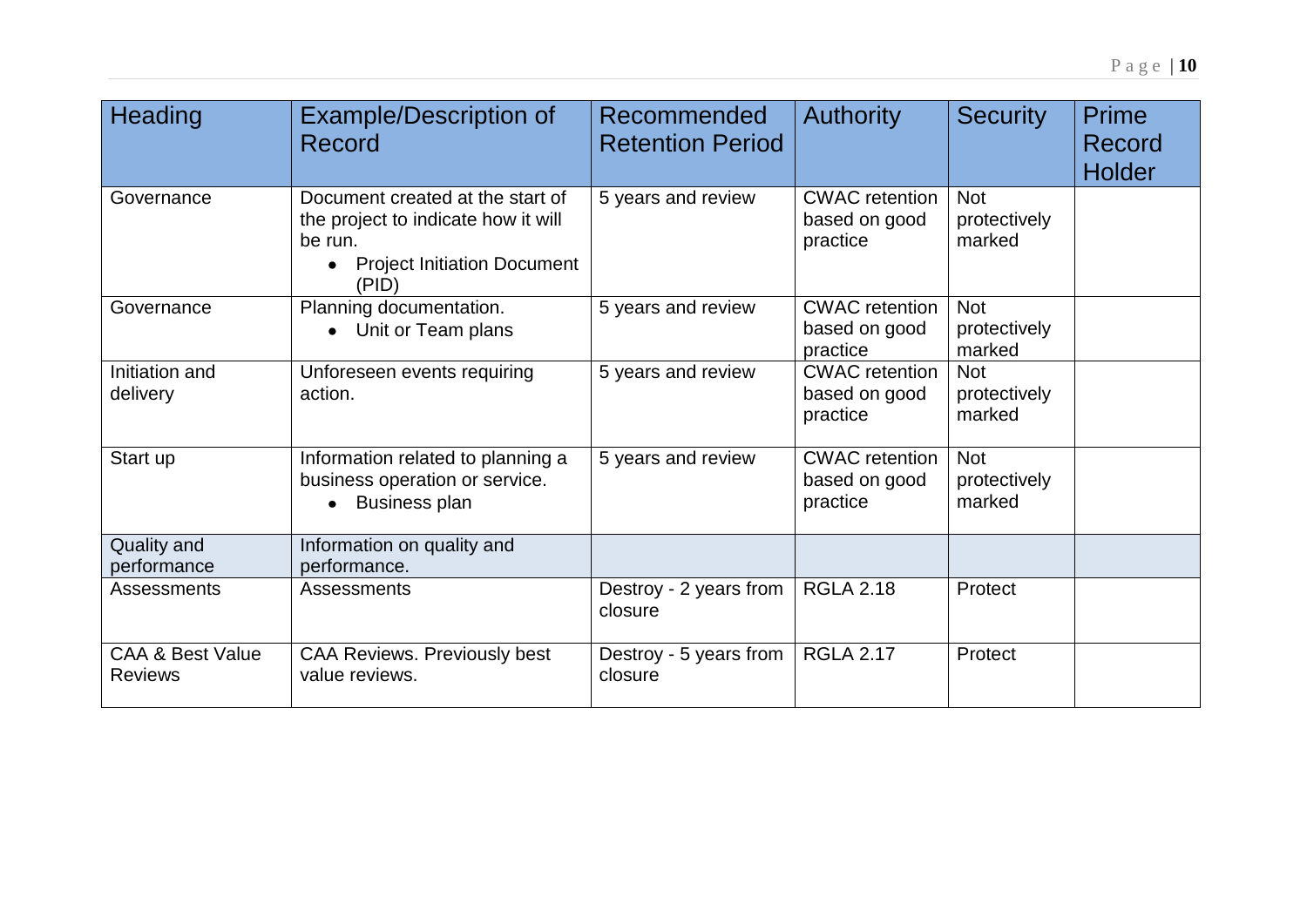| Heading | Example/Description of Record | Recommended Retention Period | Authority | Security | Prime Record Holder |
|---|---|---|---|---|---|
| Governance | Document created at the start of the project to indicate how it will be run.<br>• Project Initiation Document (PID) | 5 years and review | CWAC retention based on good practice | Not protectively marked | |
| Governance | Planning documentation.<br>• Unit or Team plans | 5 years and review | CWAC retention based on good practice | Not protectively marked | |
| Initiation and delivery | Unforeseen events requiring action. | 5 years and review | CWAC retention based on good practice | Not protectively marked | |
| Start up | Information related to planning a business operation or service.<br>• Business plan | 5 years and review | CWAC retention based on good practice | Not protectively marked | |
| Quality and performance | Information on quality and performance. | | | | |
| Assessments | Assessments | Destroy - 2 years from closure | RGLA 2.18 | Protect | |
| CAA & Best Value Reviews | CAA Reviews. Previously best value reviews. | Destroy - 5 years from closure | RGLA 2.17 | Protect | |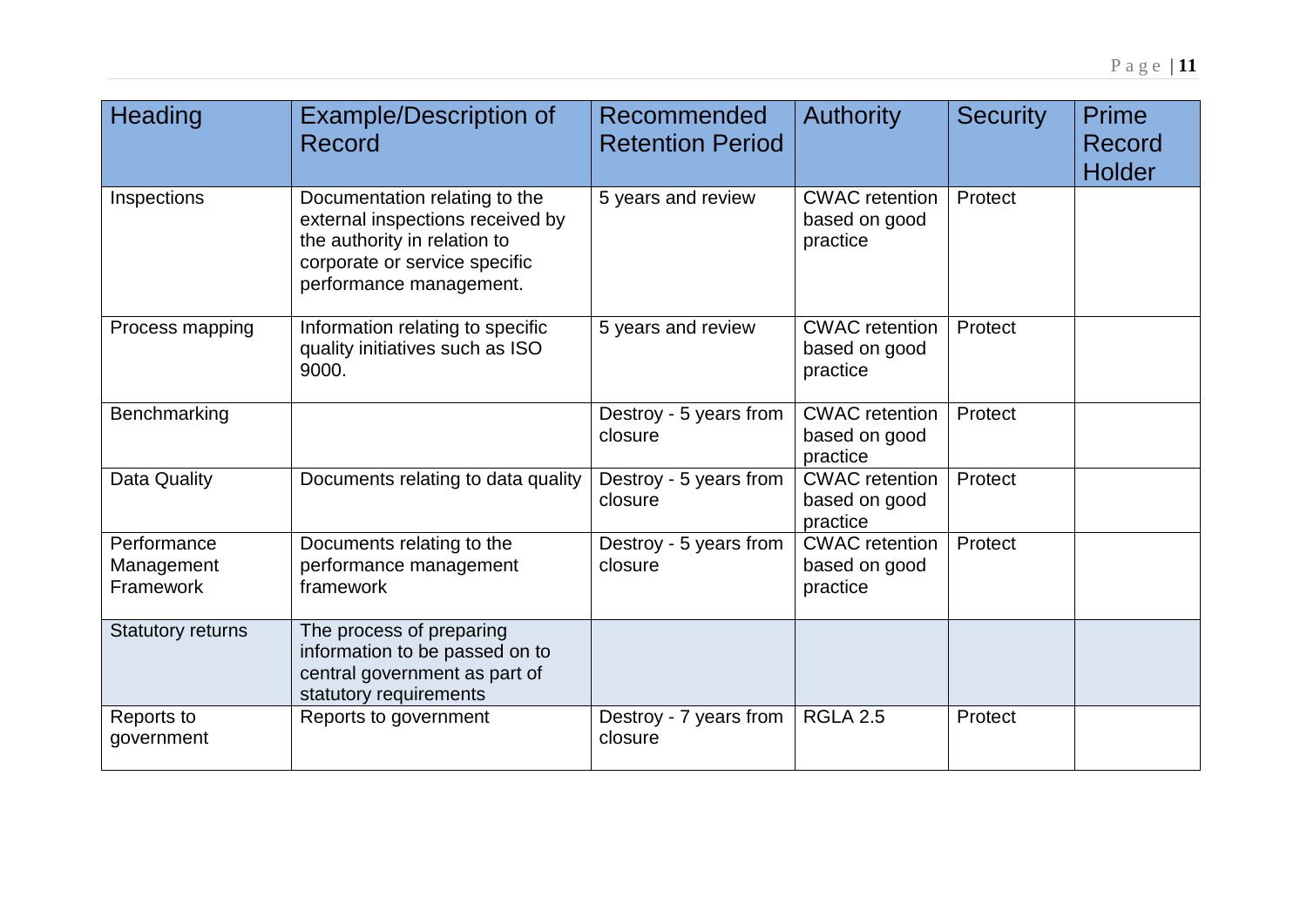| Heading | Example/Description of Record | Recommended Retention Period | Authority | Security | Prime Record Holder |
|---|---|---|---|---|---|
| Inspections | Documentation relating to the external inspections received by the authority in relation to corporate or service specific performance management. | 5 years and review | CWAC retention based on good practice | Protect | |
| Process mapping | Information relating to specific quality initiatives such as ISO 9000. | 5 years and review | CWAC retention based on good practice | Protect | |
| Benchmarking | | Destroy - 5 years from closure | CWAC retention based on good practice | Protect | |
| Data Quality | Documents relating to data quality | Destroy - 5 years from closure | CWAC retention based on good practice | Protect | |
| Performance Management Framework | Documents relating to the performance management framework | Destroy - 5 years from closure | CWAC retention based on good practice | Protect | |
| Statutory returns | The process of preparing information to be passed on to central government as part of statutory requirements | | | | |
| Reports to government | Reports to government | Destroy - 7 years from closure | RGLA 2.5 | Protect | |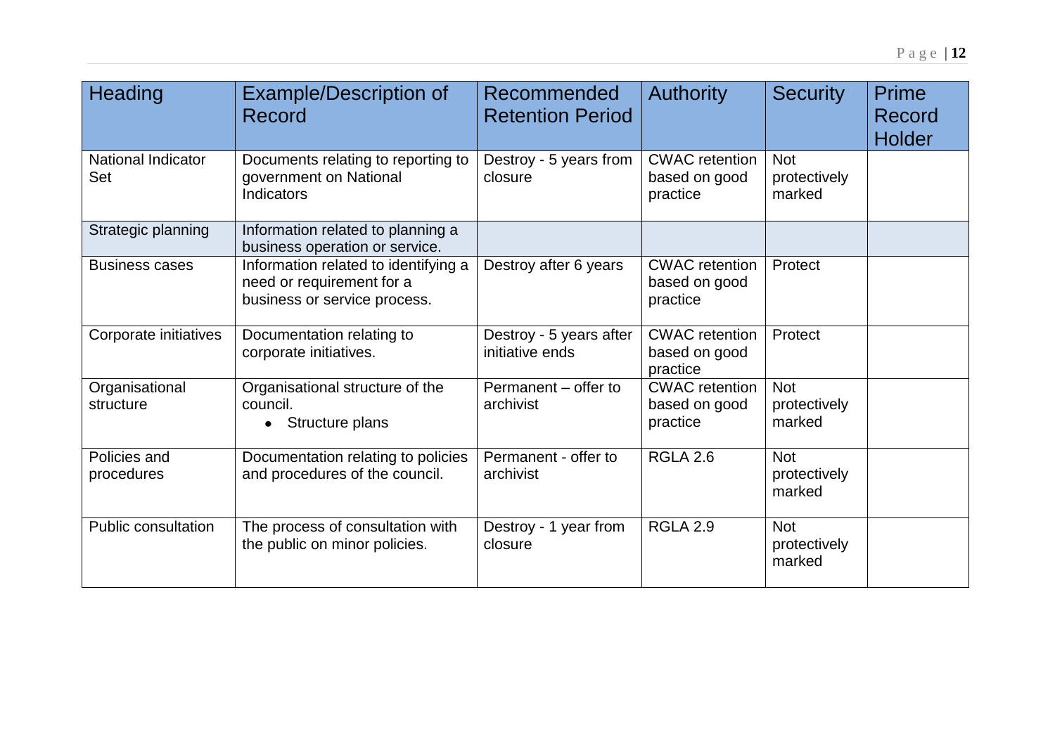| Heading | Example/Description of Record | Recommended Retention Period | Authority | Security | Prime Record Holder |
|---|---|---|---|---|---|
| National Indicator Set | Documents relating to reporting to government on National Indicators | Destroy - 5 years from closure | CWAC retention based on good practice | Not protectively marked | |
| Strategic planning | Information related to planning a business operation or service. | | | | |
| Business cases | Information related to identifying a need or requirement for a business or service process. | Destroy after 6 years | CWAC retention based on good practice | Protect | |
| Corporate initiatives | Documentation relating to corporate initiatives. | Destroy - 5 years after initiative ends | CWAC retention based on good practice | Protect | |
| Organisational structure | Organisational structure of the council.<br>• Structure plans | Permanent – offer to archivist | CWAC retention based on good practice | Not protectively marked | |
| Policies and procedures | Documentation relating to policies and procedures of the council. | Permanent - offer to archivist | RGLA 2.6 | Not protectively marked | |
| Public consultation | The process of consultation with the public on minor policies. | Destroy - 1 year from closure | RGLA 2.9 | Not protectively marked | |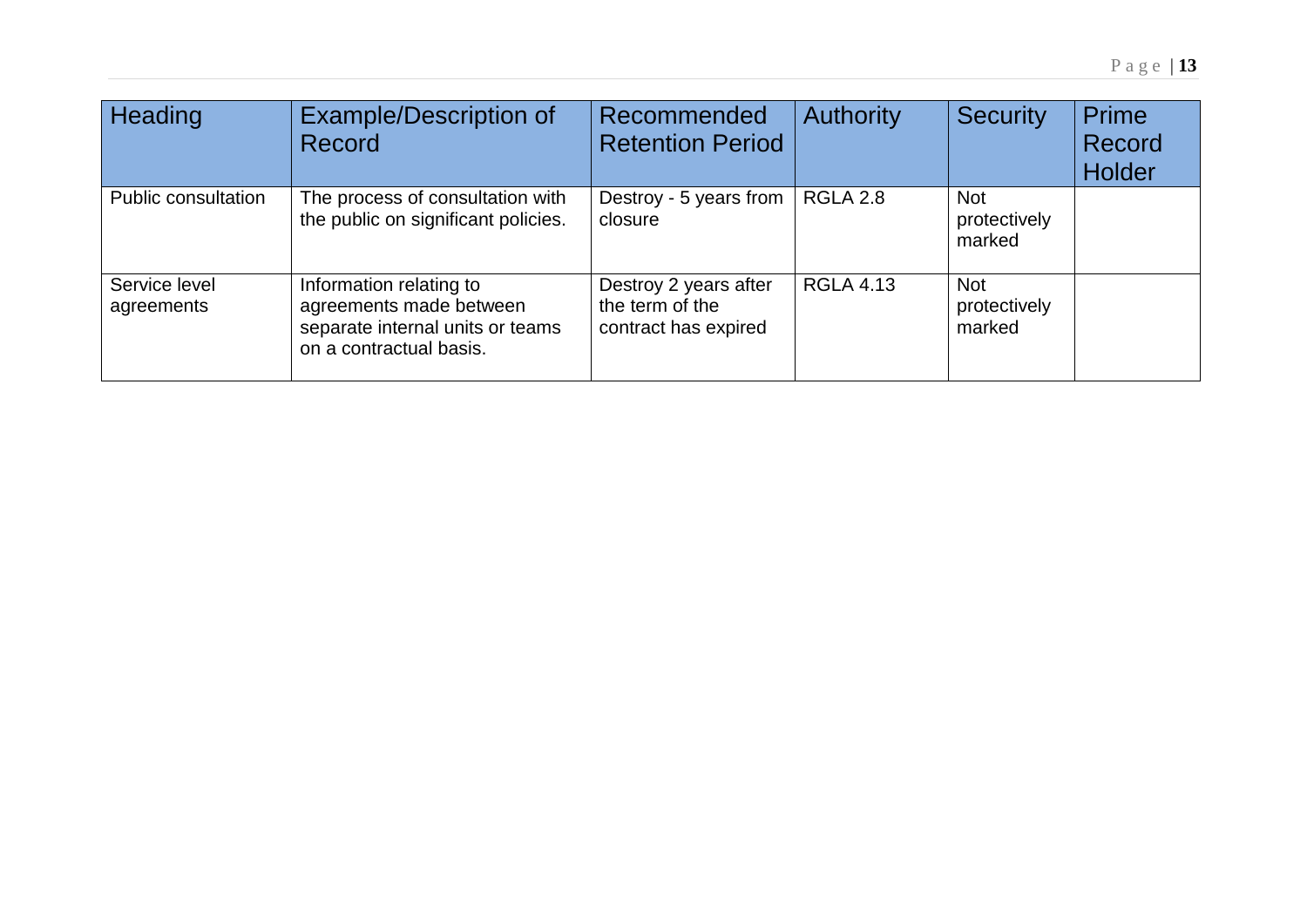| Heading | Example/Description of Record | Recommended Retention Period | Authority | Security | Prime Record Holder |
|---|---|---|---|---|---|
| Public consultation | The process of consultation with the public on significant policies. | Destroy - 5 years from closure | RGLA 2.8 | Not protectively marked | |
| Service level agreements | Information relating to agreements made between separate internal units or teams on a contractual basis. | Destroy 2 years after the term of the contract has expired | RGLA 4.13 | Not protectively marked | |